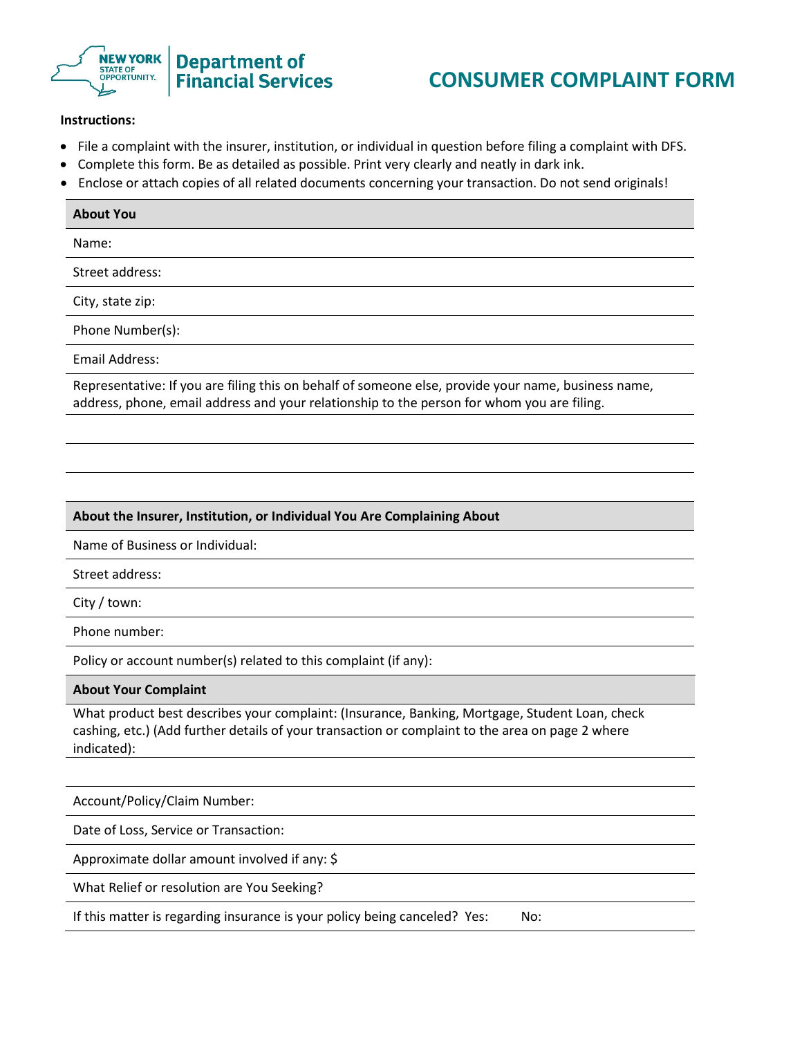NEW YORK STATE OF OPPORTUNITY. | Department of Financial Services

# CONSUMER COMPLAINT FORM

**Instructions:**

- File a complaint with the insurer, institution, or individual in question before filing a complaint with DFS.
- Complete this form. Be as detailed as possible. Print very clearly and neatly in dark ink.
- Enclose or attach copies of all related documents concerning your transaction. Do not send originals!

## About You

Name:

Street address:

City, state zip:

Phone Number(s):

Email Address:

Representative: If you are filing this on behalf of someone else, provide your name, business name, address, phone, email address and your relationship to the person for whom you are filing.

## About the Insurer, Institution, or Individual You Are Complaining About

Name of Business or Individual:

Street address:

City / town:

Phone number:

Policy or account number(s) related to this complaint (if any):

## About Your Complaint

What product best describes your complaint: (Insurance, Banking, Mortgage, Student Loan, check cashing, etc.) (Add further details of your transaction or complaint to the area on page 2 where indicated):

Account/Policy/Claim Number:

Date of Loss, Service or Transaction:

Approximate dollar amount involved if any: $

What Relief or resolution are You Seeking?

If this matter is regarding insurance is your policy being canceled? Yes: No: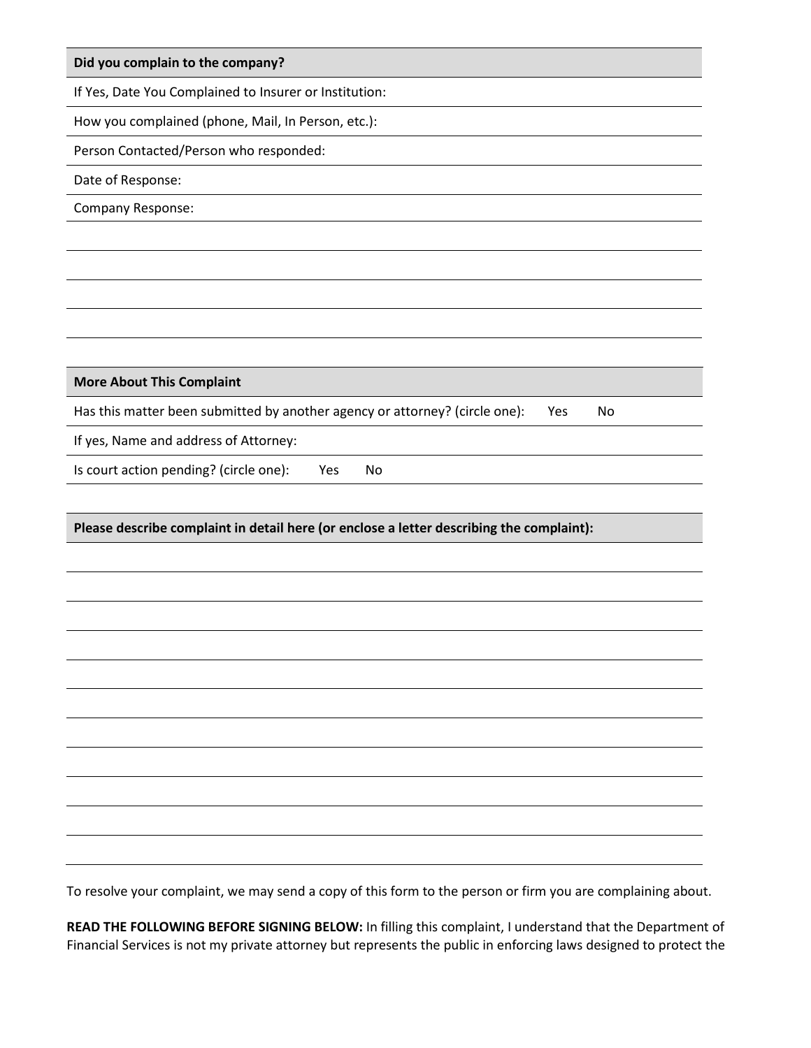**Did you complain to the company?**

If Yes, Date You Complained to Insurer or Institution:

How you complained (phone, Mail, In Person, etc.):

Person Contacted/Person who responded:

Date of Response:

Company Response:

**More About This Complaint**

Has this matter been submitted by another agency or attorney? (circle one): Yes No

If yes, Name and address of Attorney:

Is court action pending? (circle one): Yes No

**Please describe complaint in detail here (or enclose a letter describing the complaint):**

To resolve your complaint, we may send a copy of this form to the person or firm you are complaining about.

**READ THE FOLLOWING BEFORE SIGNING BELOW:** In filling this complaint, I understand that the Department of Financial Services is not my private attorney but represents the public in enforcing laws designed to protect the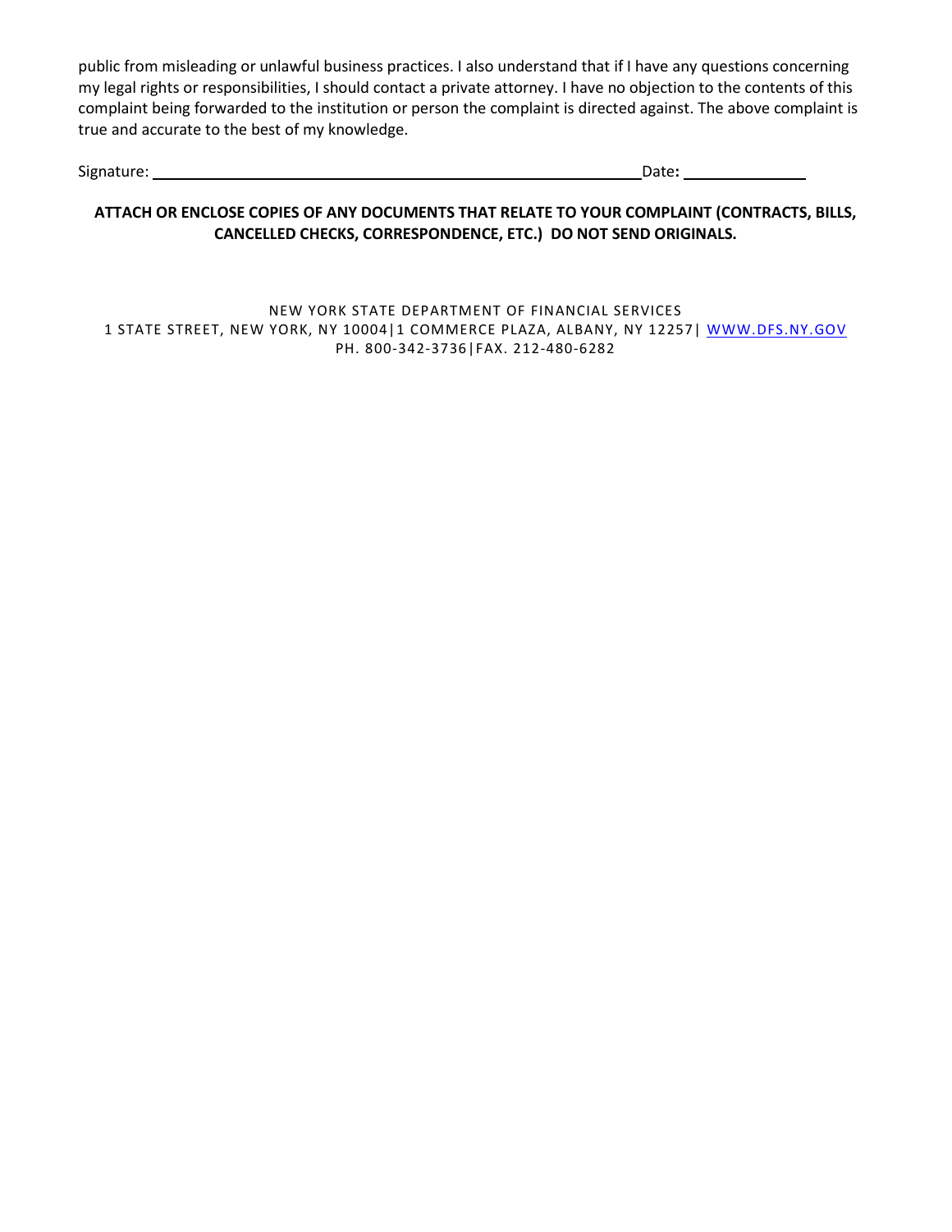public from misleading or unlawful business practices. I also understand that if I have any questions concerning my legal rights or responsibilities, I should contact a private attorney. I have no objection to the contents of this complaint being forwarded to the institution or person the complaint is directed against. The above complaint is true and accurate to the best of my knowledge.

Signature: ______________________________________________ Date: ______________

**ATTACH OR ENCLOSE COPIES OF ANY DOCUMENTS THAT RELATE TO YOUR COMPLAINT (CONTRACTS, BILLS, CANCELLED CHECKS, CORRESPONDENCE, ETC.) DO NOT SEND ORIGINALS.**

NEW YORK STATE DEPARTMENT OF FINANCIAL SERVICES
1 STATE STREET, NEW YORK, NY 10004|1 COMMERCE PLAZA, ALBANY, NY 12257| WWW.DFS.NY.GOV
PH. 800-342-3736|FAX. 212-480-6282